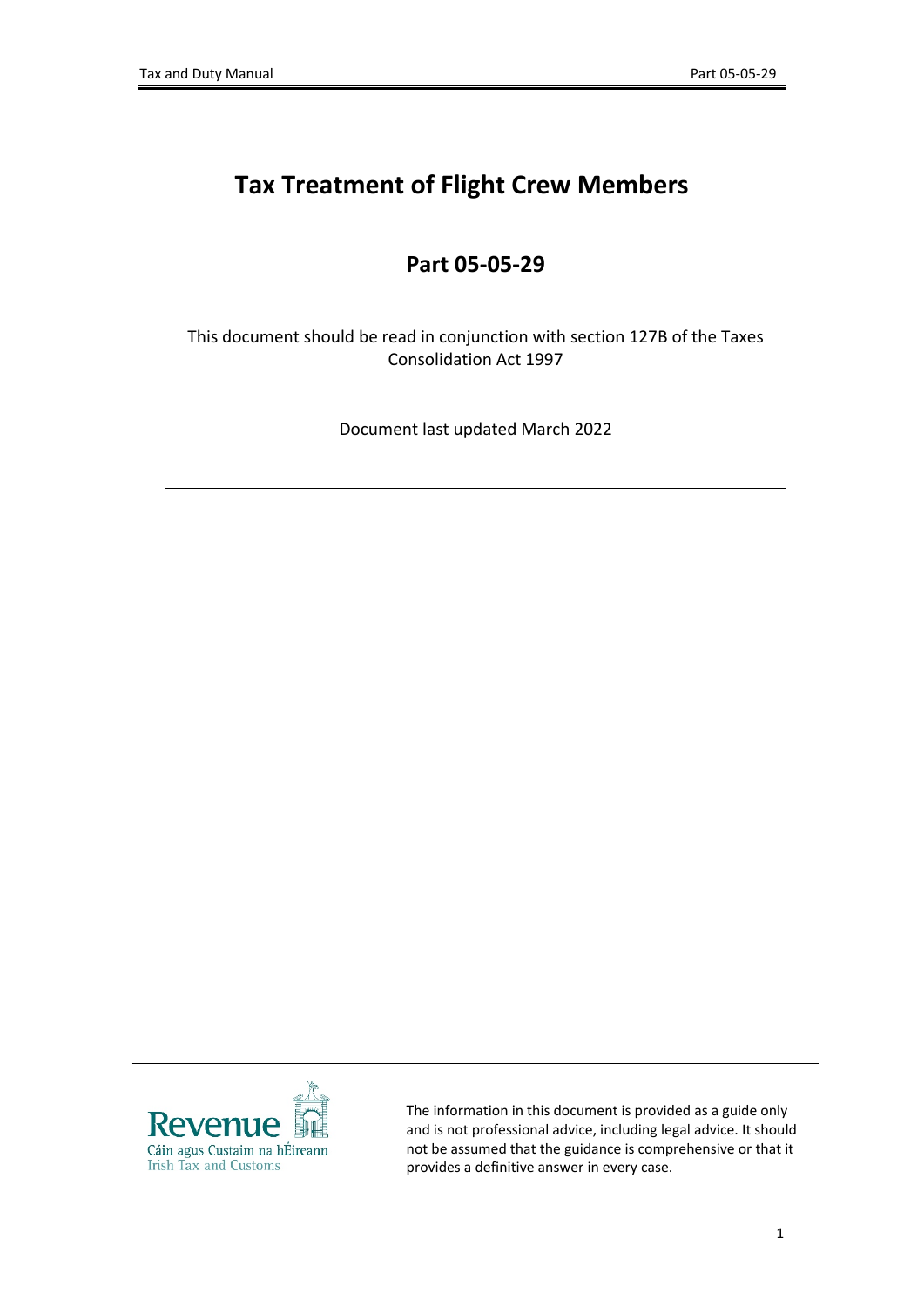# Tax Treatment of Flight Crew Members

## Part 05-05-29

This document should be read in conjunction with section 127B of the Taxes Consolidation Act 1997

Document last updated March 2022

---

Revenue
Cáin agus Custaim na hÉireann
Irish Tax and Customs

The information in this document is provided as a guide only and is not professional advice, including legal advice. It should not be assumed that the guidance is comprehensive or that it provides a definitive answer in every case.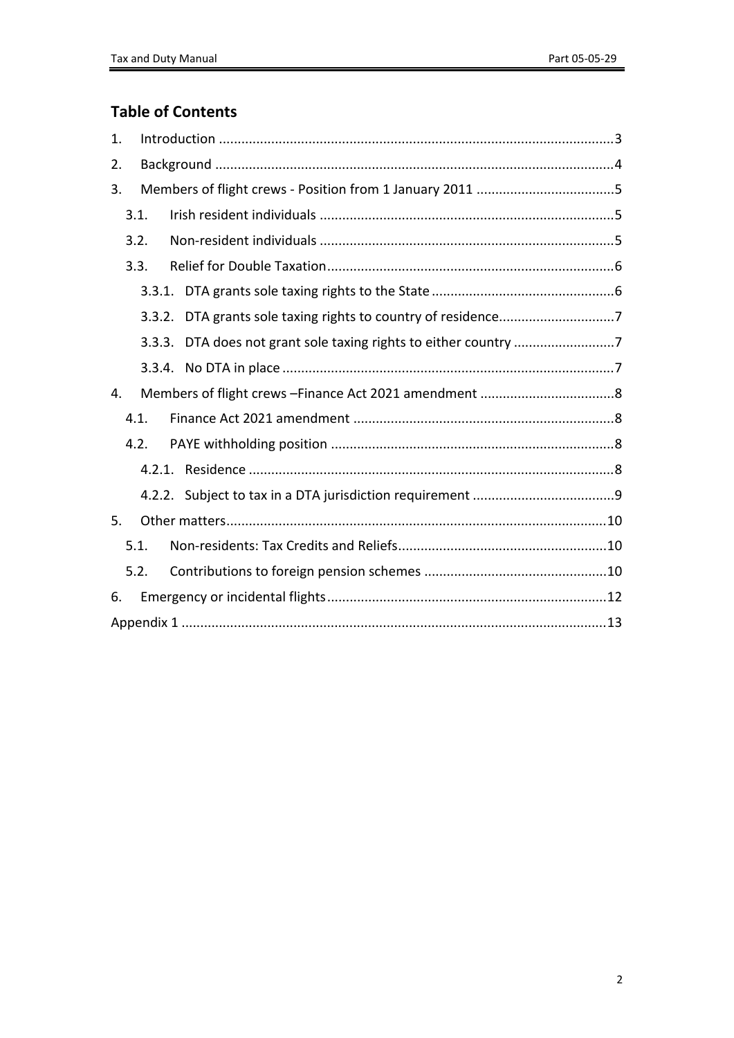## Table of Contents

1. Introduction ....................................................................................................3
2. Background .....................................................................................................4
3. Members of flight crews - Position from 1 January 2011 .................................5
   - 3.1. Irish resident individuals ..........................................................................5
   - 3.2. Non-resident individuals ..........................................................................5
   - 3.3. Relief for Double Taxation........................................................................6
     - 3.3.1. DTA grants sole taxing rights to the State .............................................6
     - 3.3.2. DTA grants sole taxing rights to country of residence...........................7
     - 3.3.3. DTA does not grant sole taxing rights to either country ........................7
     - 3.3.4. No DTA in place ....................................................................................7
4. Members of flight crews –Finance Act 2021 amendment ..................................8
   - 4.1. Finance Act 2021 amendment ..................................................................8
   - 4.2. PAYE withholding position .......................................................................8
     - 4.2.1. Residence ..............................................................................................8
     - 4.2.2. Subject to tax in a DTA jurisdiction requirement ...................................9
5. Other matters.................................................................................................10
   - 5.1. Non-residents: Tax Credits and Reliefs.....................................................10
   - 5.2. Contributions to foreign pension schemes ..............................................10
6. Emergency or incidental flights.......................................................................12

Appendix 1 ..........................................................................................................13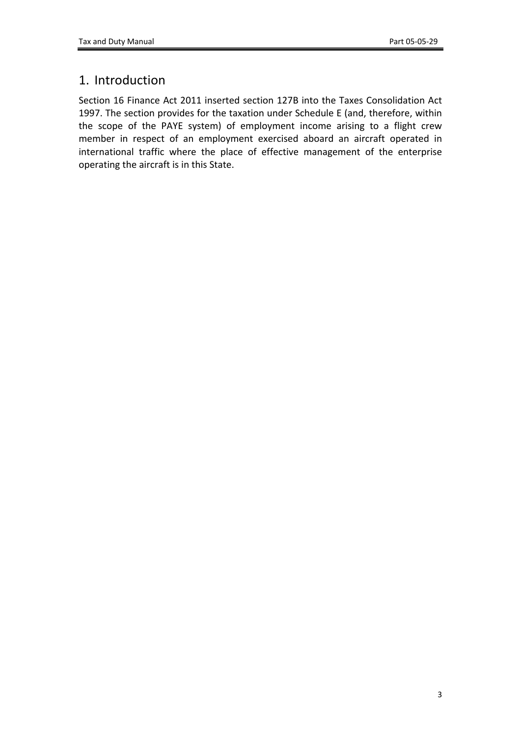# 1. Introduction

Section 16 Finance Act 2011 inserted section 127B into the Taxes Consolidation Act 1997. The section provides for the taxation under Schedule E (and, therefore, within the scope of the PAYE system) of employment income arising to a flight crew member in respect of an employment exercised aboard an aircraft operated in international traffic where the place of effective management of the enterprise operating the aircraft is in this State.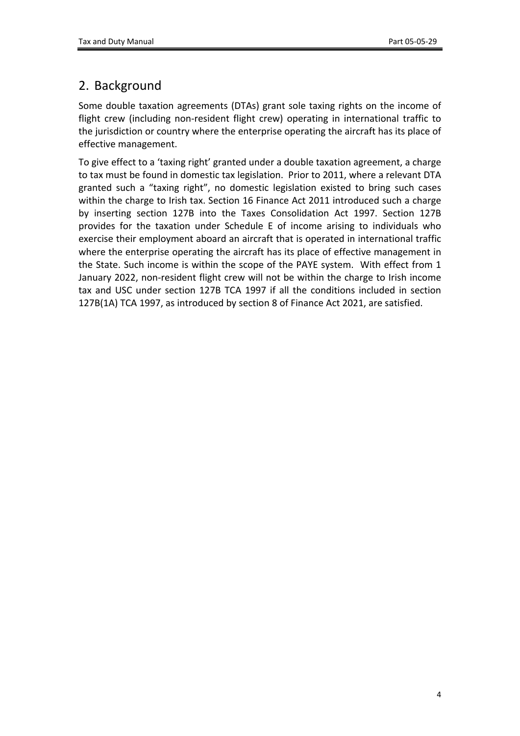## 2. Background

Some double taxation agreements (DTAs) grant sole taxing rights on the income of flight crew (including non-resident flight crew) operating in international traffic to the jurisdiction or country where the enterprise operating the aircraft has its place of effective management.

To give effect to a 'taxing right' granted under a double taxation agreement, a charge to tax must be found in domestic tax legislation. Prior to 2011, where a relevant DTA granted such a "taxing right", no domestic legislation existed to bring such cases within the charge to Irish tax. Section 16 Finance Act 2011 introduced such a charge by inserting section 127B into the Taxes Consolidation Act 1997. Section 127B provides for the taxation under Schedule E of income arising to individuals who exercise their employment aboard an aircraft that is operated in international traffic where the enterprise operating the aircraft has its place of effective management in the State. Such income is within the scope of the PAYE system. With effect from 1 January 2022, non-resident flight crew will not be within the charge to Irish income tax and USC under section 127B TCA 1997 if all the conditions included in section 127B(1A) TCA 1997, as introduced by section 8 of Finance Act 2021, are satisfied.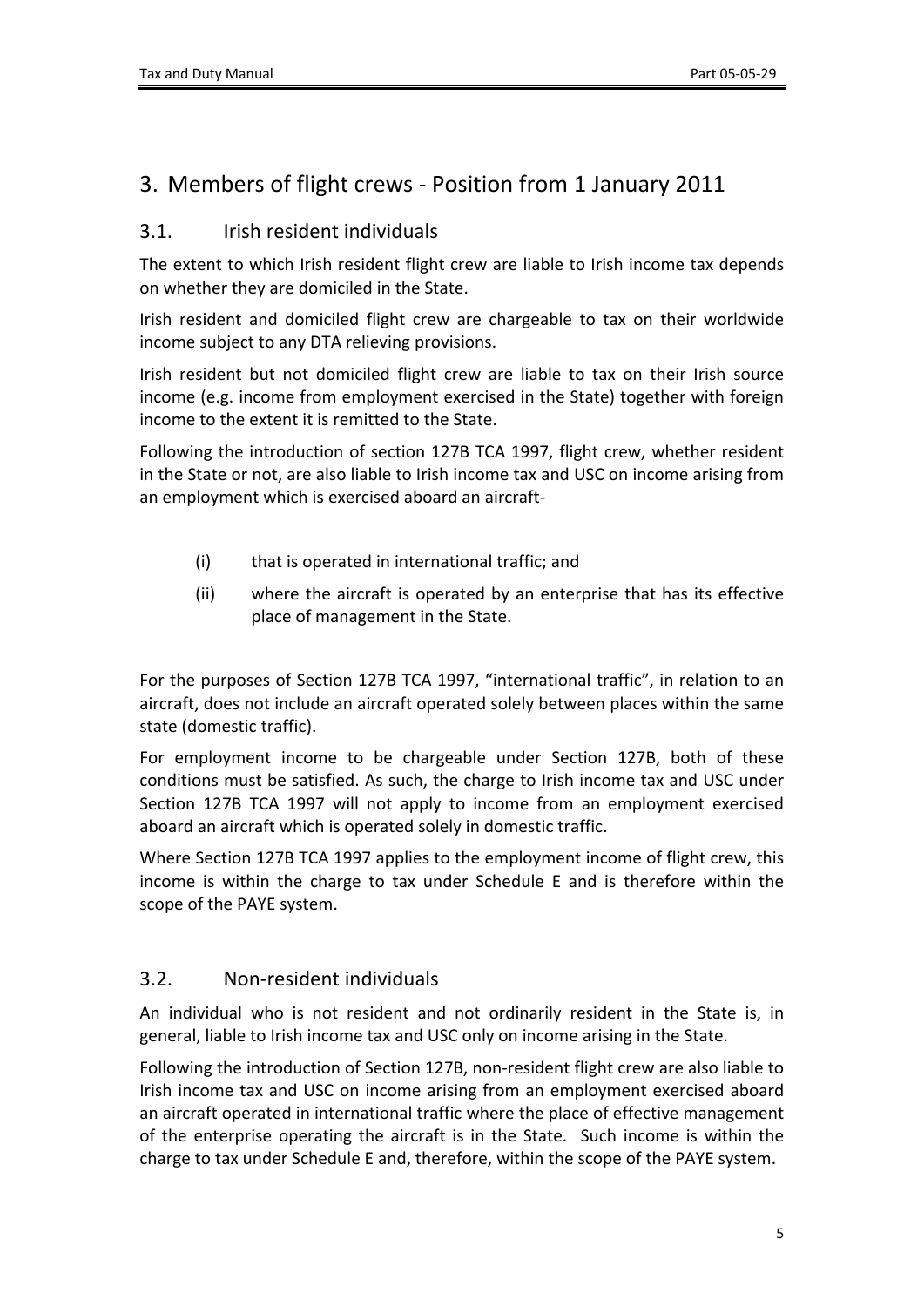## 3. Members of flight crews - Position from 1 January 2011

### 3.1. Irish resident individuals

The extent to which Irish resident flight crew are liable to Irish income tax depends on whether they are domiciled in the State.

Irish resident and domiciled flight crew are chargeable to tax on their worldwide income subject to any DTA relieving provisions.

Irish resident but not domiciled flight crew are liable to tax on their Irish source income (e.g. income from employment exercised in the State) together with foreign income to the extent it is remitted to the State.

Following the introduction of section 127B TCA 1997, flight crew, whether resident in the State or not, are also liable to Irish income tax and USC on income arising from an employment which is exercised aboard an aircraft-

(i) that is operated in international traffic; and

(ii) where the aircraft is operated by an enterprise that has its effective place of management in the State.

For the purposes of Section 127B TCA 1997, "international traffic", in relation to an aircraft, does not include an aircraft operated solely between places within the same state (domestic traffic).

For employment income to be chargeable under Section 127B, both of these conditions must be satisfied. As such, the charge to Irish income tax and USC under Section 127B TCA 1997 will not apply to income from an employment exercised aboard an aircraft which is operated solely in domestic traffic.

Where Section 127B TCA 1997 applies to the employment income of flight crew, this income is within the charge to tax under Schedule E and is therefore within the scope of the PAYE system.

### 3.2. Non-resident individuals

An individual who is not resident and not ordinarily resident in the State is, in general, liable to Irish income tax and USC only on income arising in the State.

Following the introduction of Section 127B, non-resident flight crew are also liable to Irish income tax and USC on income arising from an employment exercised aboard an aircraft operated in international traffic where the place of effective management of the enterprise operating the aircraft is in the State. Such income is within the charge to tax under Schedule E and, therefore, within the scope of the PAYE system.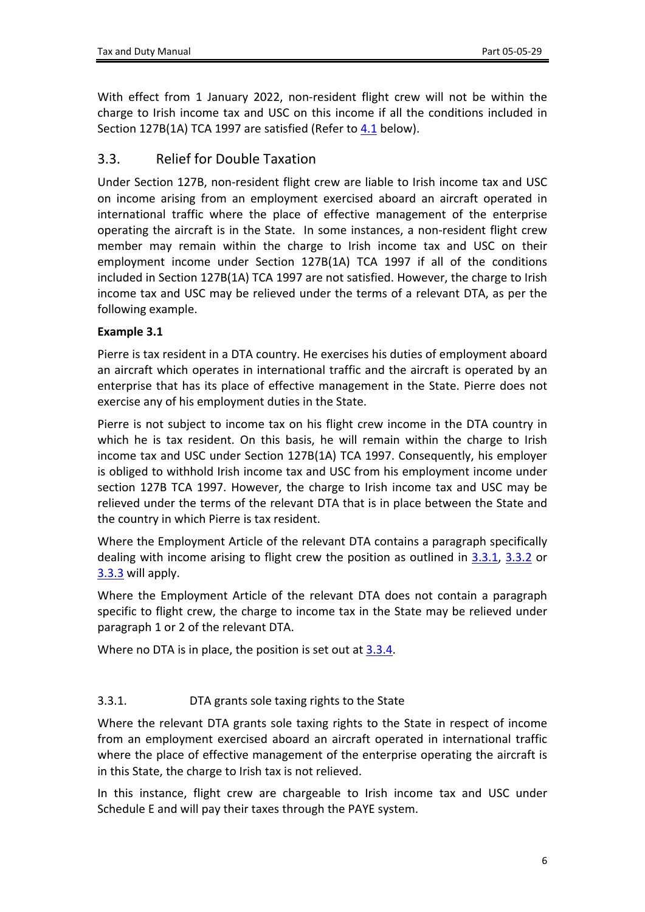With effect from 1 January 2022, non-resident flight crew will not be within the charge to Irish income tax and USC on this income if all the conditions included in Section 127B(1A) TCA 1997 are satisfied (Refer to 4.1 below).

## 3.3. Relief for Double Taxation

Under Section 127B, non-resident flight crew are liable to Irish income tax and USC on income arising from an employment exercised aboard an aircraft operated in international traffic where the place of effective management of the enterprise operating the aircraft is in the State. In some instances, a non-resident flight crew member may remain within the charge to Irish income tax and USC on their employment income under Section 127B(1A) TCA 1997 if all of the conditions included in Section 127B(1A) TCA 1997 are not satisfied. However, the charge to Irish income tax and USC may be relieved under the terms of a relevant DTA, as per the following example.

**Example 3.1**

Pierre is tax resident in a DTA country. He exercises his duties of employment aboard an aircraft which operates in international traffic and the aircraft is operated by an enterprise that has its place of effective management in the State. Pierre does not exercise any of his employment duties in the State.

Pierre is not subject to income tax on his flight crew income in the DTA country in which he is tax resident. On this basis, he will remain within the charge to Irish income tax and USC under Section 127B(1A) TCA 1997. Consequently, his employer is obliged to withhold Irish income tax and USC from his employment income under section 127B TCA 1997. However, the charge to Irish income tax and USC may be relieved under the terms of the relevant DTA that is in place between the State and the country in which Pierre is tax resident.

Where the Employment Article of the relevant DTA contains a paragraph specifically dealing with income arising to flight crew the position as outlined in 3.3.1, 3.3.2 or 3.3.3 will apply.

Where the Employment Article of the relevant DTA does not contain a paragraph specific to flight crew, the charge to income tax in the State may be relieved under paragraph 1 or 2 of the relevant DTA.

Where no DTA is in place, the position is set out at 3.3.4.

### 3.3.1. DTA grants sole taxing rights to the State

Where the relevant DTA grants sole taxing rights to the State in respect of income from an employment exercised aboard an aircraft operated in international traffic where the place of effective management of the enterprise operating the aircraft is in this State, the charge to Irish tax is not relieved.

In this instance, flight crew are chargeable to Irish income tax and USC under Schedule E and will pay their taxes through the PAYE system.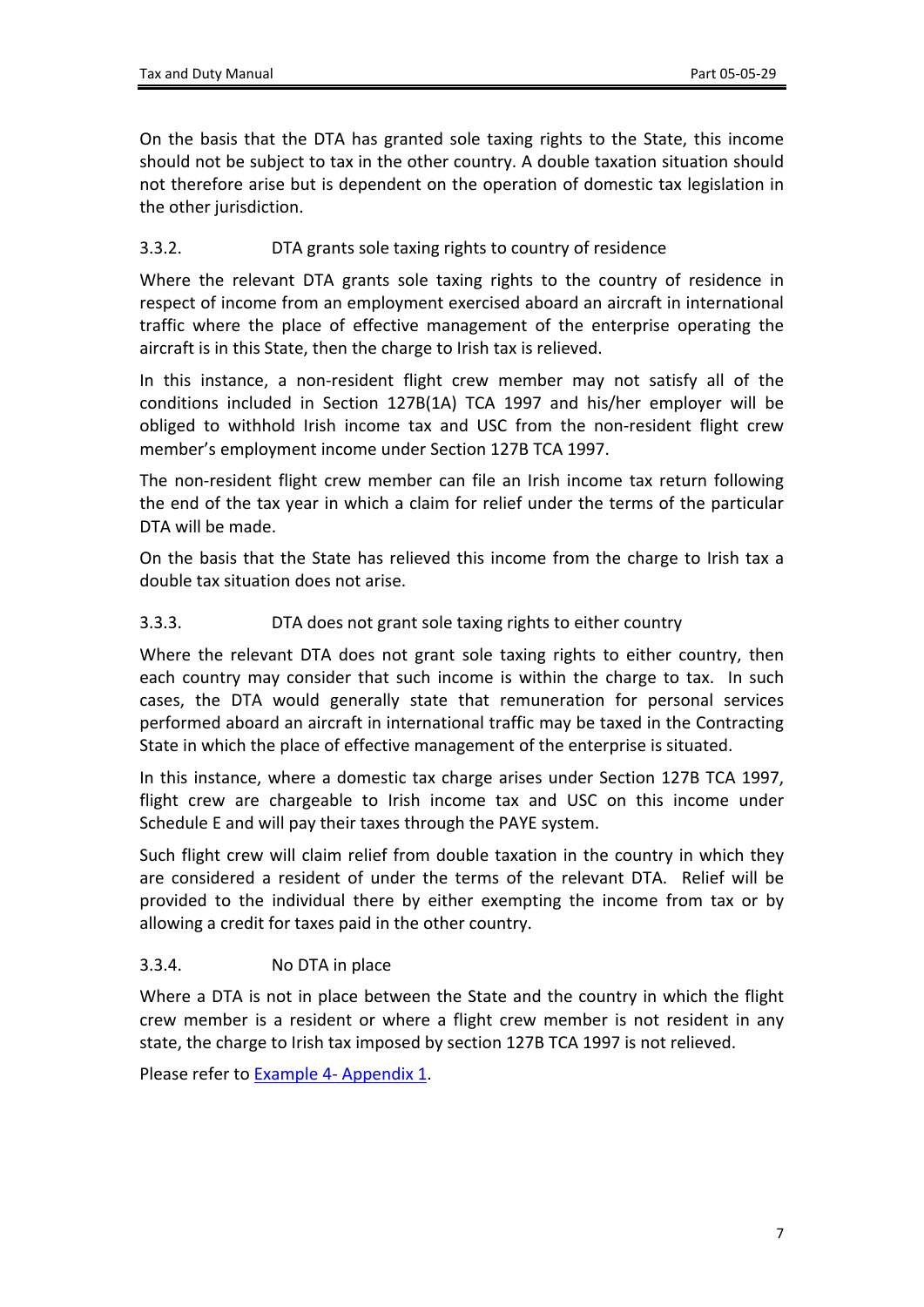On the basis that the DTA has granted sole taxing rights to the State, this income should not be subject to tax in the other country. A double taxation situation should not therefore arise but is dependent on the operation of domestic tax legislation in the other jurisdiction.

### 3.3.2. DTA grants sole taxing rights to country of residence

Where the relevant DTA grants sole taxing rights to the country of residence in respect of income from an employment exercised aboard an aircraft in international traffic where the place of effective management of the enterprise operating the aircraft is in this State, then the charge to Irish tax is relieved.

In this instance, a non-resident flight crew member may not satisfy all of the conditions included in Section 127B(1A) TCA 1997 and his/her employer will be obliged to withhold Irish income tax and USC from the non-resident flight crew member's employment income under Section 127B TCA 1997.

The non-resident flight crew member can file an Irish income tax return following the end of the tax year in which a claim for relief under the terms of the particular DTA will be made.

On the basis that the State has relieved this income from the charge to Irish tax a double tax situation does not arise.

### 3.3.3. DTA does not grant sole taxing rights to either country

Where the relevant DTA does not grant sole taxing rights to either country, then each country may consider that such income is within the charge to tax. In such cases, the DTA would generally state that remuneration for personal services performed aboard an aircraft in international traffic may be taxed in the Contracting State in which the place of effective management of the enterprise is situated.

In this instance, where a domestic tax charge arises under Section 127B TCA 1997, flight crew are chargeable to Irish income tax and USC on this income under Schedule E and will pay their taxes through the PAYE system.

Such flight crew will claim relief from double taxation in the country in which they are considered a resident of under the terms of the relevant DTA. Relief will be provided to the individual there by either exempting the income from tax or by allowing a credit for taxes paid in the other country.

### 3.3.4. No DTA in place

Where a DTA is not in place between the State and the country in which the flight crew member is a resident or where a flight crew member is not resident in any state, the charge to Irish tax imposed by section 127B TCA 1997 is not relieved.

Please refer to Example 4- Appendix 1.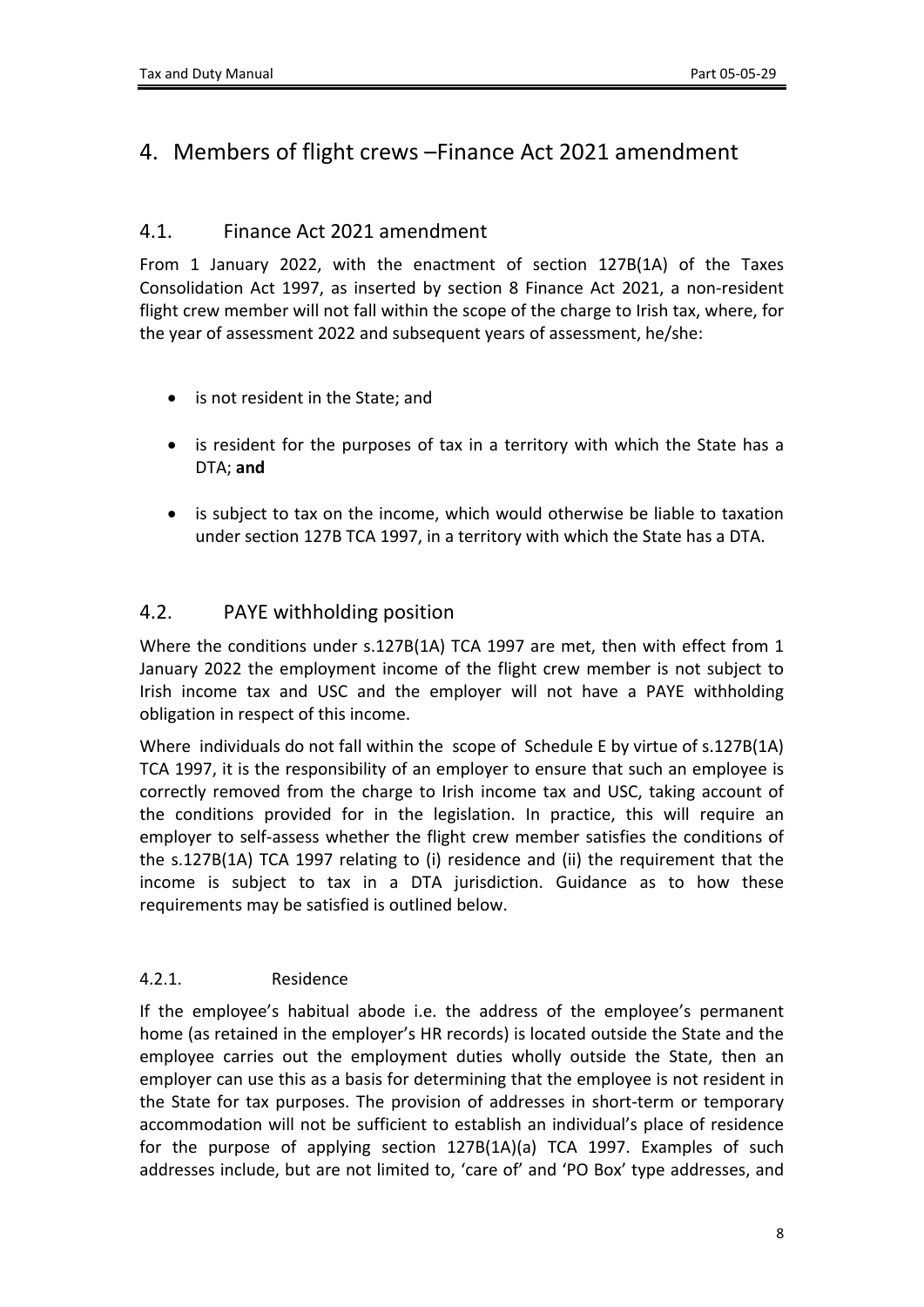# 4. Members of flight crews –Finance Act 2021 amendment

## 4.1. Finance Act 2021 amendment

From 1 January 2022, with the enactment of section 127B(1A) of the Taxes Consolidation Act 1997, as inserted by section 8 Finance Act 2021, a non-resident flight crew member will not fall within the scope of the charge to Irish tax, where, for the year of assessment 2022 and subsequent years of assessment, he/she:

- is not resident in the State; and
- is resident for the purposes of tax in a territory with which the State has a DTA; **and**
- is subject to tax on the income, which would otherwise be liable to taxation under section 127B TCA 1997, in a territory with which the State has a DTA.

## 4.2. PAYE withholding position

Where the conditions under s.127B(1A) TCA 1997 are met, then with effect from 1 January 2022 the employment income of the flight crew member is not subject to Irish income tax and USC and the employer will not have a PAYE withholding obligation in respect of this income.

Where individuals do not fall within the scope of Schedule E by virtue of s.127B(1A) TCA 1997, it is the responsibility of an employer to ensure that such an employee is correctly removed from the charge to Irish income tax and USC, taking account of the conditions provided for in the legislation. In practice, this will require an employer to self-assess whether the flight crew member satisfies the conditions of the s.127B(1A) TCA 1997 relating to (i) residence and (ii) the requirement that the income is subject to tax in a DTA jurisdiction. Guidance as to how these requirements may be satisfied is outlined below.

### 4.2.1. Residence

If the employee's habitual abode i.e. the address of the employee's permanent home (as retained in the employer's HR records) is located outside the State and the employee carries out the employment duties wholly outside the State, then an employer can use this as a basis for determining that the employee is not resident in the State for tax purposes. The provision of addresses in short-term or temporary accommodation will not be sufficient to establish an individual's place of residence for the purpose of applying section 127B(1A)(a) TCA 1997. Examples of such addresses include, but are not limited to, 'care of' and 'PO Box' type addresses, and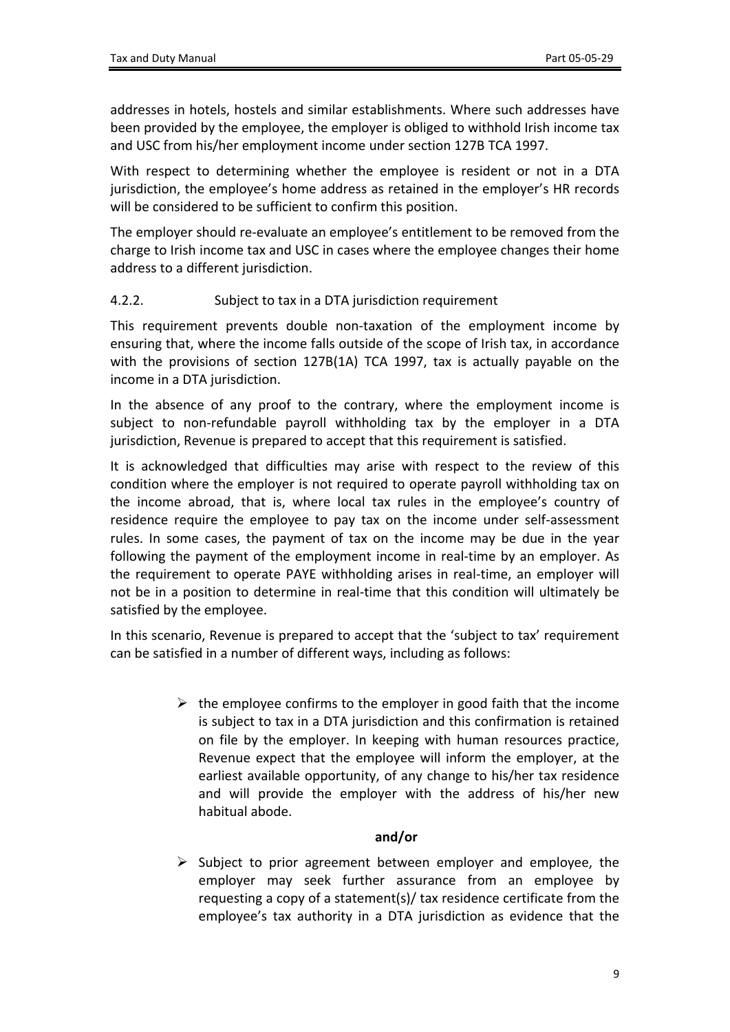addresses in hotels, hostels and similar establishments. Where such addresses have been provided by the employee, the employer is obliged to withhold Irish income tax and USC from his/her employment income under section 127B TCA 1997.

With respect to determining whether the employee is resident or not in a DTA jurisdiction, the employee's home address as retained in the employer's HR records will be considered to be sufficient to confirm this position.

The employer should re-evaluate an employee's entitlement to be removed from the charge to Irish income tax and USC in cases where the employee changes their home address to a different jurisdiction.

### 4.2.2. Subject to tax in a DTA jurisdiction requirement

This requirement prevents double non-taxation of the employment income by ensuring that, where the income falls outside of the scope of Irish tax, in accordance with the provisions of section 127B(1A) TCA 1997, tax is actually payable on the income in a DTA jurisdiction.

In the absence of any proof to the contrary, where the employment income is subject to non-refundable payroll withholding tax by the employer in a DTA jurisdiction, Revenue is prepared to accept that this requirement is satisfied.

It is acknowledged that difficulties may arise with respect to the review of this condition where the employer is not required to operate payroll withholding tax on the income abroad, that is, where local tax rules in the employee's country of residence require the employee to pay tax on the income under self-assessment rules. In some cases, the payment of tax on the income may be due in the year following the payment of the employment income in real-time by an employer. As the requirement to operate PAYE withholding arises in real-time, an employer will not be in a position to determine in real-time that this condition will ultimately be satisfied by the employee.

In this scenario, Revenue is prepared to accept that the 'subject to tax' requirement can be satisfied in a number of different ways, including as follows:

- the employee confirms to the employer in good faith that the income is subject to tax in a DTA jurisdiction and this confirmation is retained on file by the employer. In keeping with human resources practice, Revenue expect that the employee will inform the employer, at the earliest available opportunity, of any change to his/her tax residence and will provide the employer with the address of his/her new habitual abode.

**and/or**

- Subject to prior agreement between employer and employee, the employer may seek further assurance from an employee by requesting a copy of a statement(s)/ tax residence certificate from the employee's tax authority in a DTA jurisdiction as evidence that the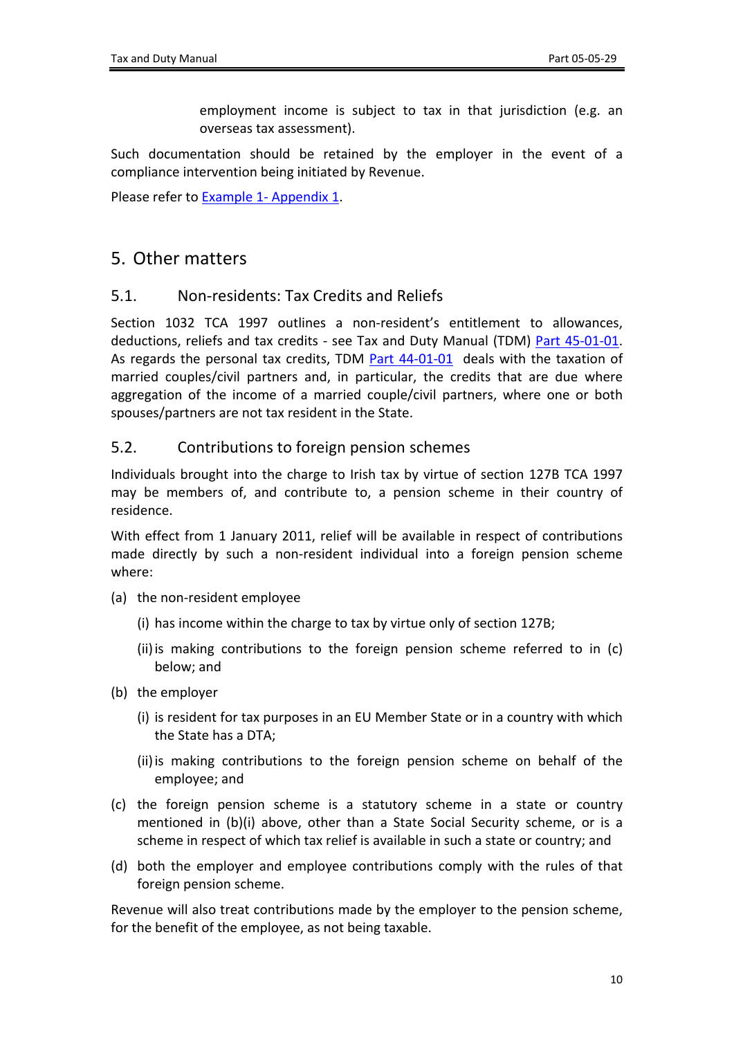employment income is subject to tax in that jurisdiction (e.g. an overseas tax assessment).

Such documentation should be retained by the employer in the event of a compliance intervention being initiated by Revenue.

Please refer to Example 1- Appendix 1.

## 5. Other matters

### 5.1. Non-residents: Tax Credits and Reliefs

Section 1032 TCA 1997 outlines a non-resident's entitlement to allowances, deductions, reliefs and tax credits - see Tax and Duty Manual (TDM) Part 45-01-01. As regards the personal tax credits, TDM Part 44-01-01 deals with the taxation of married couples/civil partners and, in particular, the credits that are due where aggregation of the income of a married couple/civil partners, where one or both spouses/partners are not tax resident in the State.

### 5.2. Contributions to foreign pension schemes

Individuals brought into the charge to Irish tax by virtue of section 127B TCA 1997 may be members of, and contribute to, a pension scheme in their country of residence.

With effect from 1 January 2011, relief will be available in respect of contributions made directly by such a non-resident individual into a foreign pension scheme where:

(a) the non-resident employee

  (i) has income within the charge to tax by virtue only of section 127B;

  (ii) is making contributions to the foreign pension scheme referred to in (c) below; and

(b) the employer

  (i) is resident for tax purposes in an EU Member State or in a country with which the State has a DTA;

  (ii) is making contributions to the foreign pension scheme on behalf of the employee; and

(c) the foreign pension scheme is a statutory scheme in a state or country mentioned in (b)(i) above, other than a State Social Security scheme, or is a scheme in respect of which tax relief is available in such a state or country; and

(d) both the employer and employee contributions comply with the rules of that foreign pension scheme.

Revenue will also treat contributions made by the employer to the pension scheme, for the benefit of the employee, as not being taxable.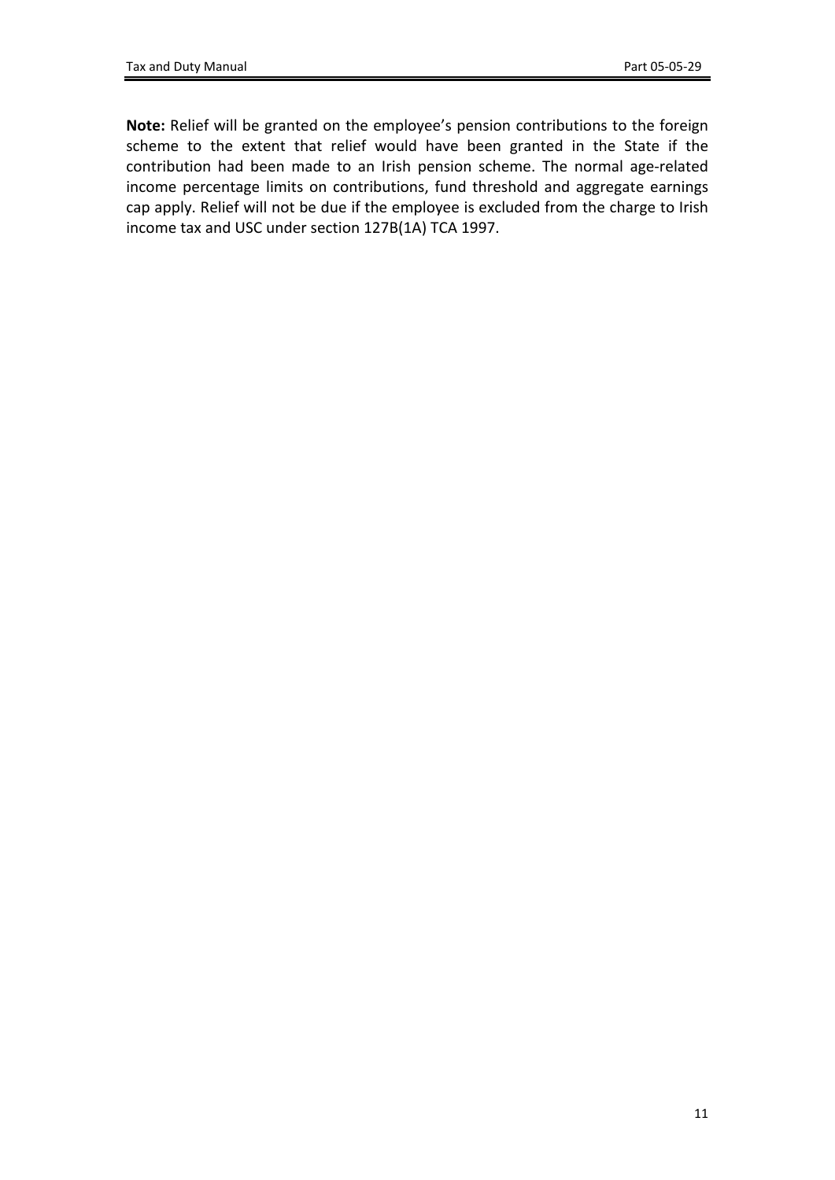**Note:** Relief will be granted on the employee's pension contributions to the foreign scheme to the extent that relief would have been granted in the State if the contribution had been made to an Irish pension scheme. The normal age-related income percentage limits on contributions, fund threshold and aggregate earnings cap apply. Relief will not be due if the employee is excluded from the charge to Irish income tax and USC under section 127B(1A) TCA 1997.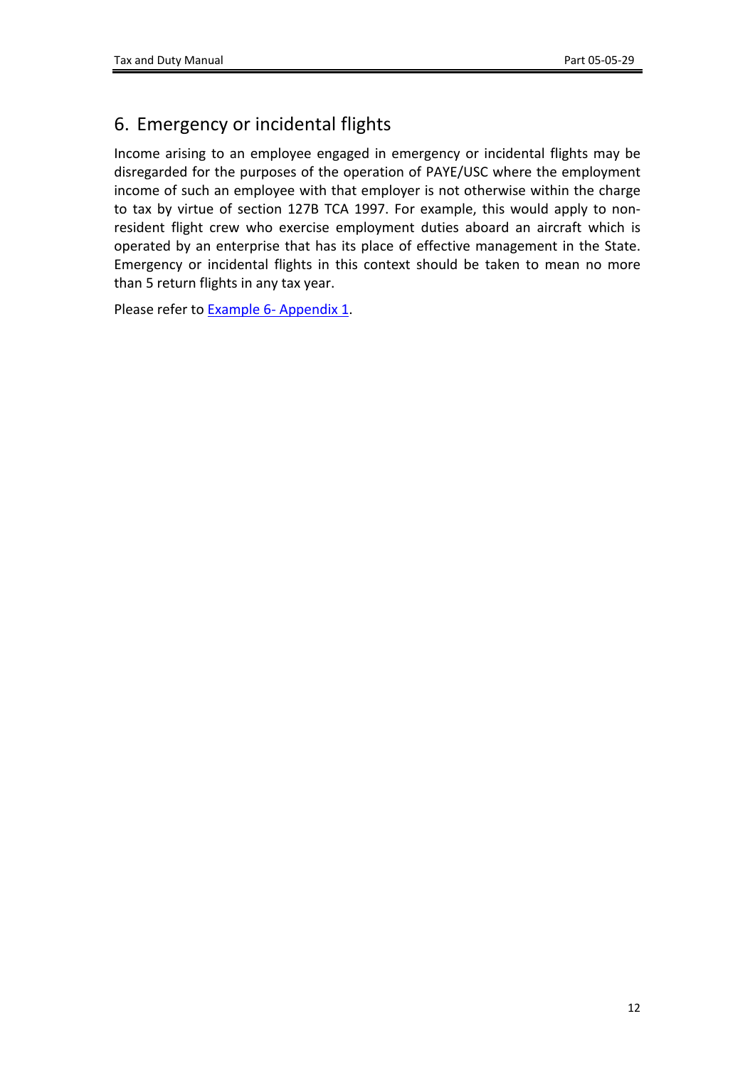## 6. Emergency or incidental flights

Income arising to an employee engaged in emergency or incidental flights may be disregarded for the purposes of the operation of PAYE/USC where the employment income of such an employee with that employer is not otherwise within the charge to tax by virtue of section 127B TCA 1997. For example, this would apply to non-resident flight crew who exercise employment duties aboard an aircraft which is operated by an enterprise that has its place of effective management in the State. Emergency or incidental flights in this context should be taken to mean no more than 5 return flights in any tax year.

Please refer to Example 6- Appendix 1.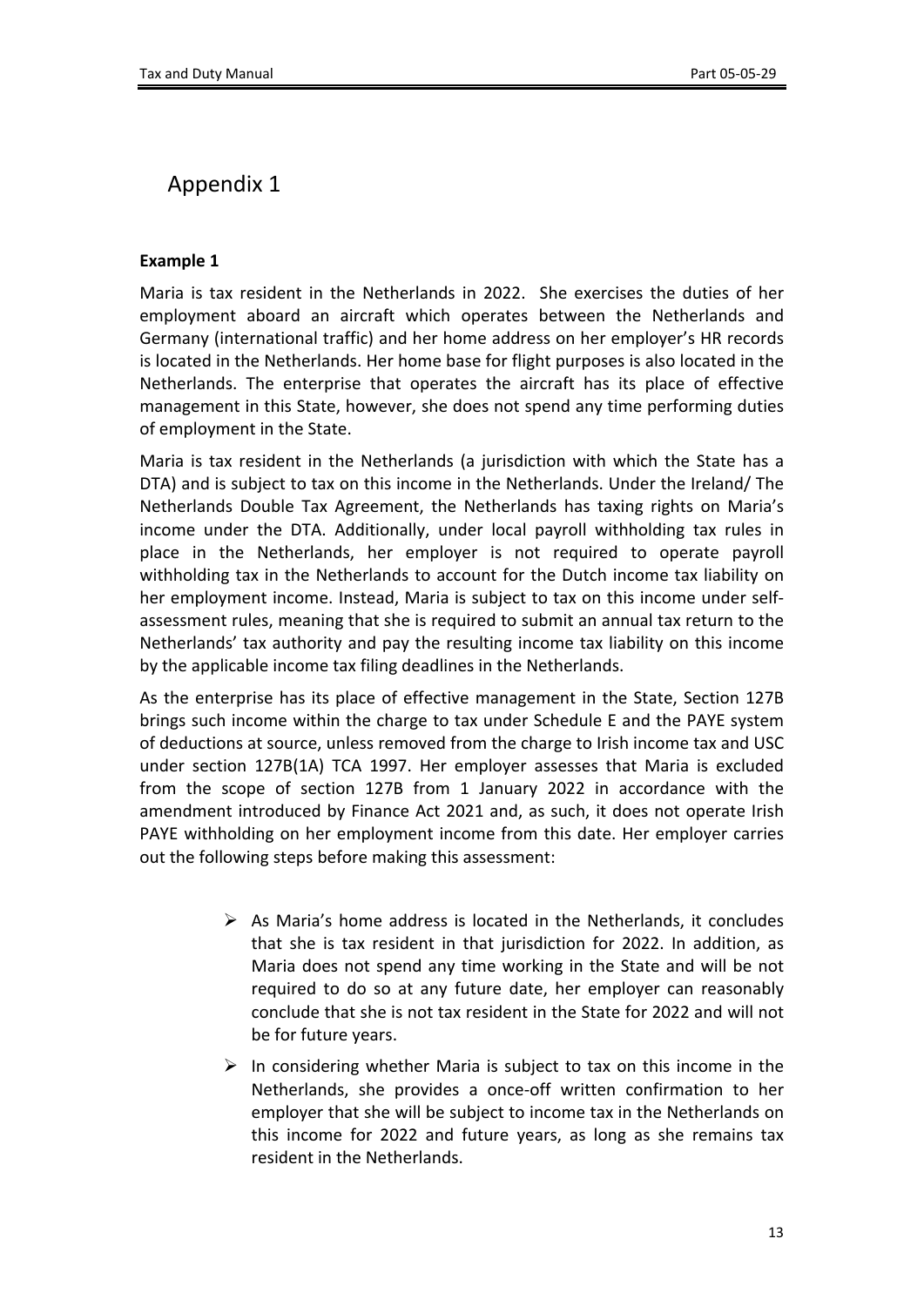# Appendix 1

**Example 1**

Maria is tax resident in the Netherlands in 2022. She exercises the duties of her employment aboard an aircraft which operates between the Netherlands and Germany (international traffic) and her home address on her employer's HR records is located in the Netherlands. Her home base for flight purposes is also located in the Netherlands. The enterprise that operates the aircraft has its place of effective management in this State, however, she does not spend any time performing duties of employment in the State.

Maria is tax resident in the Netherlands (a jurisdiction with which the State has a DTA) and is subject to tax on this income in the Netherlands. Under the Ireland/ The Netherlands Double Tax Agreement, the Netherlands has taxing rights on Maria's income under the DTA. Additionally, under local payroll withholding tax rules in place in the Netherlands, her employer is not required to operate payroll withholding tax in the Netherlands to account for the Dutch income tax liability on her employment income. Instead, Maria is subject to tax on this income under self-assessment rules, meaning that she is required to submit an annual tax return to the Netherlands' tax authority and pay the resulting income tax liability on this income by the applicable income tax filing deadlines in the Netherlands.

As the enterprise has its place of effective management in the State, Section 127B brings such income within the charge to tax under Schedule E and the PAYE system of deductions at source, unless removed from the charge to Irish income tax and USC under section 127B(1A) TCA 1997. Her employer assesses that Maria is excluded from the scope of section 127B from 1 January 2022 in accordance with the amendment introduced by Finance Act 2021 and, as such, it does not operate Irish PAYE withholding on her employment income from this date. Her employer carries out the following steps before making this assessment:

- As Maria's home address is located in the Netherlands, it concludes that she is tax resident in that jurisdiction for 2022. In addition, as Maria does not spend any time working in the State and will be not required to do so at any future date, her employer can reasonably conclude that she is not tax resident in the State for 2022 and will not be for future years.
- In considering whether Maria is subject to tax on this income in the Netherlands, she provides a once-off written confirmation to her employer that she will be subject to income tax in the Netherlands on this income for 2022 and future years, as long as she remains tax resident in the Netherlands.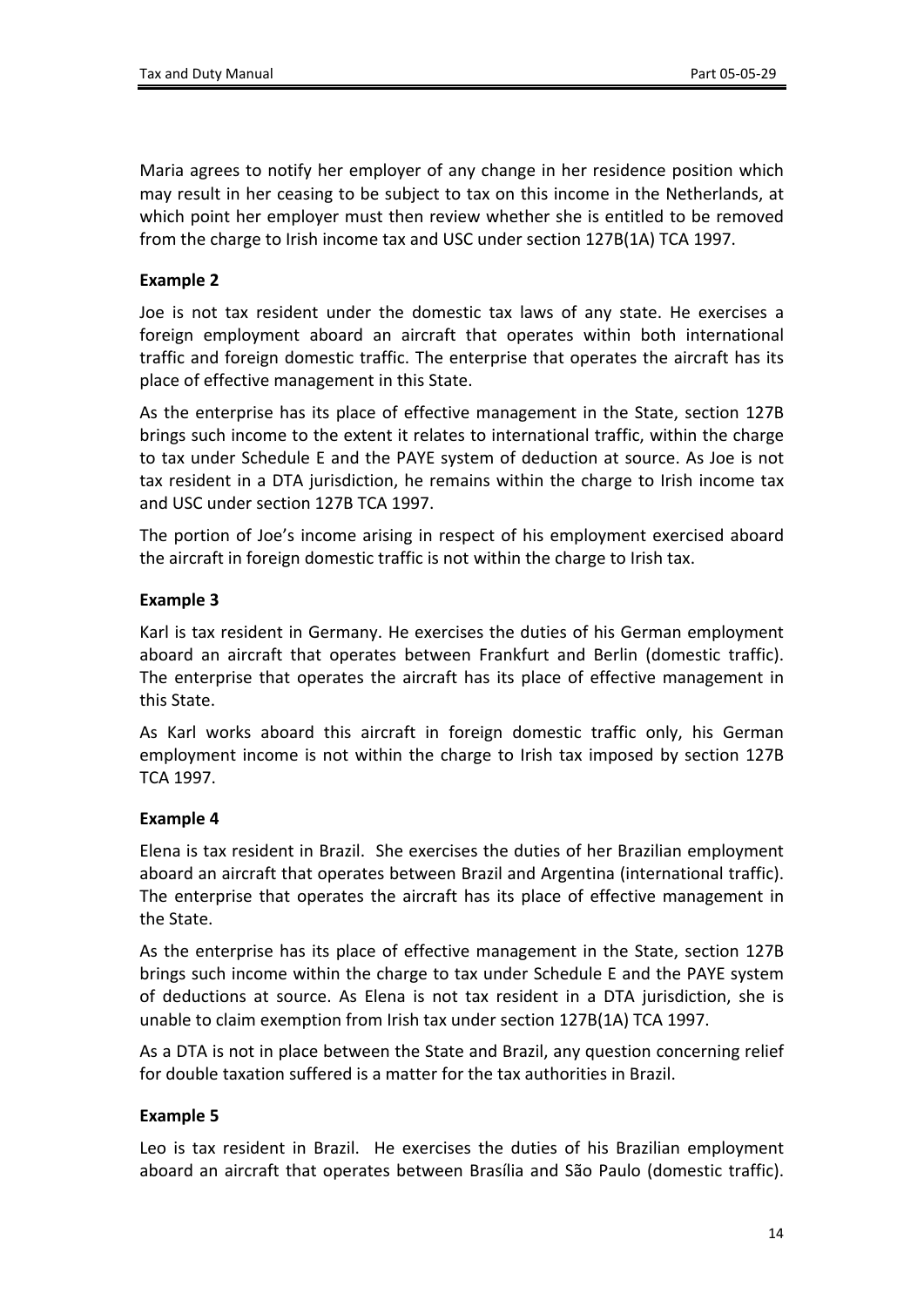Maria agrees to notify her employer of any change in her residence position which may result in her ceasing to be subject to tax on this income in the Netherlands, at which point her employer must then review whether she is entitled to be removed from the charge to Irish income tax and USC under section 127B(1A) TCA 1997.

**Example 2**

Joe is not tax resident under the domestic tax laws of any state. He exercises a foreign employment aboard an aircraft that operates within both international traffic and foreign domestic traffic. The enterprise that operates the aircraft has its place of effective management in this State.

As the enterprise has its place of effective management in the State, section 127B brings such income to the extent it relates to international traffic, within the charge to tax under Schedule E and the PAYE system of deduction at source. As Joe is not tax resident in a DTA jurisdiction, he remains within the charge to Irish income tax and USC under section 127B TCA 1997.

The portion of Joe's income arising in respect of his employment exercised aboard the aircraft in foreign domestic traffic is not within the charge to Irish tax.

**Example 3**

Karl is tax resident in Germany. He exercises the duties of his German employment aboard an aircraft that operates between Frankfurt and Berlin (domestic traffic). The enterprise that operates the aircraft has its place of effective management in this State.

As Karl works aboard this aircraft in foreign domestic traffic only, his German employment income is not within the charge to Irish tax imposed by section 127B TCA 1997.

**Example 4**

Elena is tax resident in Brazil. She exercises the duties of her Brazilian employment aboard an aircraft that operates between Brazil and Argentina (international traffic). The enterprise that operates the aircraft has its place of effective management in the State.

As the enterprise has its place of effective management in the State, section 127B brings such income within the charge to tax under Schedule E and the PAYE system of deductions at source. As Elena is not tax resident in a DTA jurisdiction, she is unable to claim exemption from Irish tax under section 127B(1A) TCA 1997.

As a DTA is not in place between the State and Brazil, any question concerning relief for double taxation suffered is a matter for the tax authorities in Brazil.

**Example 5**

Leo is tax resident in Brazil. He exercises the duties of his Brazilian employment aboard an aircraft that operates between Brasília and São Paulo (domestic traffic).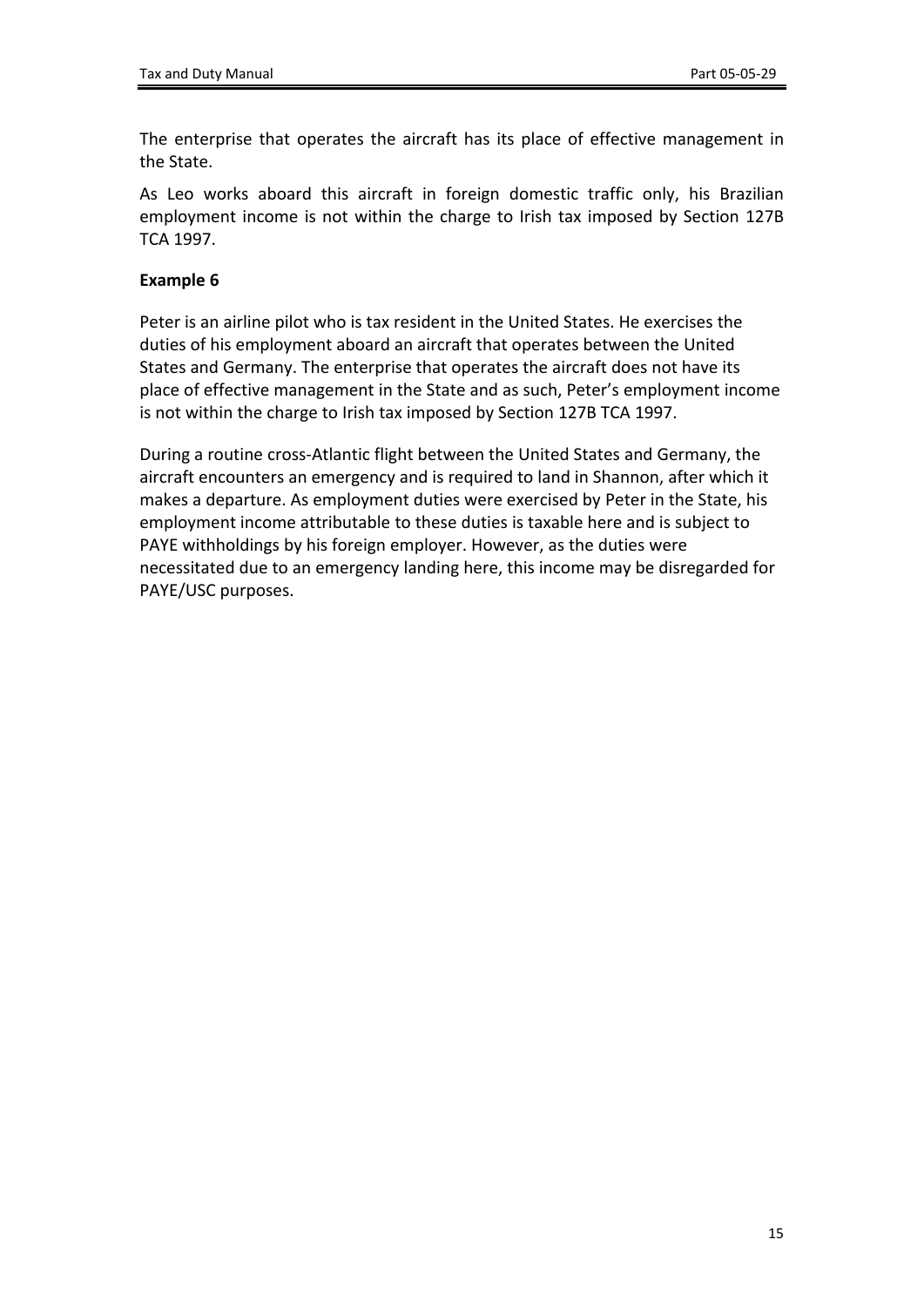The enterprise that operates the aircraft has its place of effective management in the State.

As Leo works aboard this aircraft in foreign domestic traffic only, his Brazilian employment income is not within the charge to Irish tax imposed by Section 127B TCA 1997.

**Example 6**

Peter is an airline pilot who is tax resident in the United States. He exercises the duties of his employment aboard an aircraft that operates between the United States and Germany. The enterprise that operates the aircraft does not have its place of effective management in the State and as such, Peter's employment income is not within the charge to Irish tax imposed by Section 127B TCA 1997.

During a routine cross-Atlantic flight between the United States and Germany, the aircraft encounters an emergency and is required to land in Shannon, after which it makes a departure. As employment duties were exercised by Peter in the State, his employment income attributable to these duties is taxable here and is subject to PAYE withholdings by his foreign employer. However, as the duties were necessitated due to an emergency landing here, this income may be disregarded for PAYE/USC purposes.